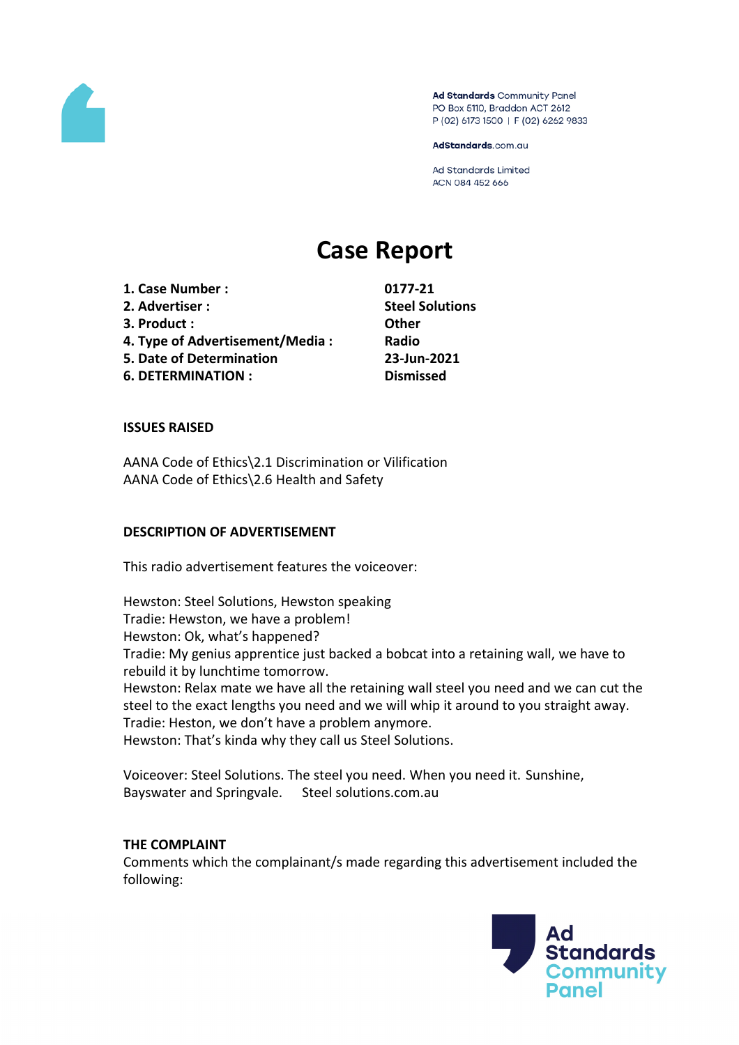Ad Standards Community Panel
PO Box 5110, Braddon ACT 2612
P (02) 6173 1500 | F (02) 6262 9833

AdStandards.com.au

Ad Standards Limited
ACN 084 452 666

# Case Report

| | |
|---|---|
| **1. Case Number :** | **0177-21** |
| **2. Advertiser :** | **Steel Solutions** |
| **3. Product :** | **Other** |
| **4. Type of Advertisement/Media :** | **Radio** |
| **5. Date of Determination** | **23-Jun-2021** |
| **6. DETERMINATION :** | **Dismissed** |

**ISSUES RAISED**

AANA Code of Ethics\2.1 Discrimination or Vilification
AANA Code of Ethics\2.6 Health and Safety

**DESCRIPTION OF ADVERTISEMENT**

This radio advertisement features the voiceover:

Hewston: Steel Solutions, Hewston speaking
Tradie: Hewston, we have a problem!
Hewston: Ok, what's happened?
Tradie: My genius apprentice just backed a bobcat into a retaining wall, we have to rebuild it by lunchtime tomorrow.
Hewston: Relax mate we have all the retaining wall steel you need and we can cut the steel to the exact lengths you need and we will whip it around to you straight away.
Tradie: Heston, we don't have a problem anymore.
Hewston: That's kinda why they call us Steel Solutions.

Voiceover: Steel Solutions. The steel you need. When you need it. Sunshine, Bayswater and Springvale. Steel solutions.com.au

**THE COMPLAINT**

Comments which the complainant/s made regarding this advertisement included the following: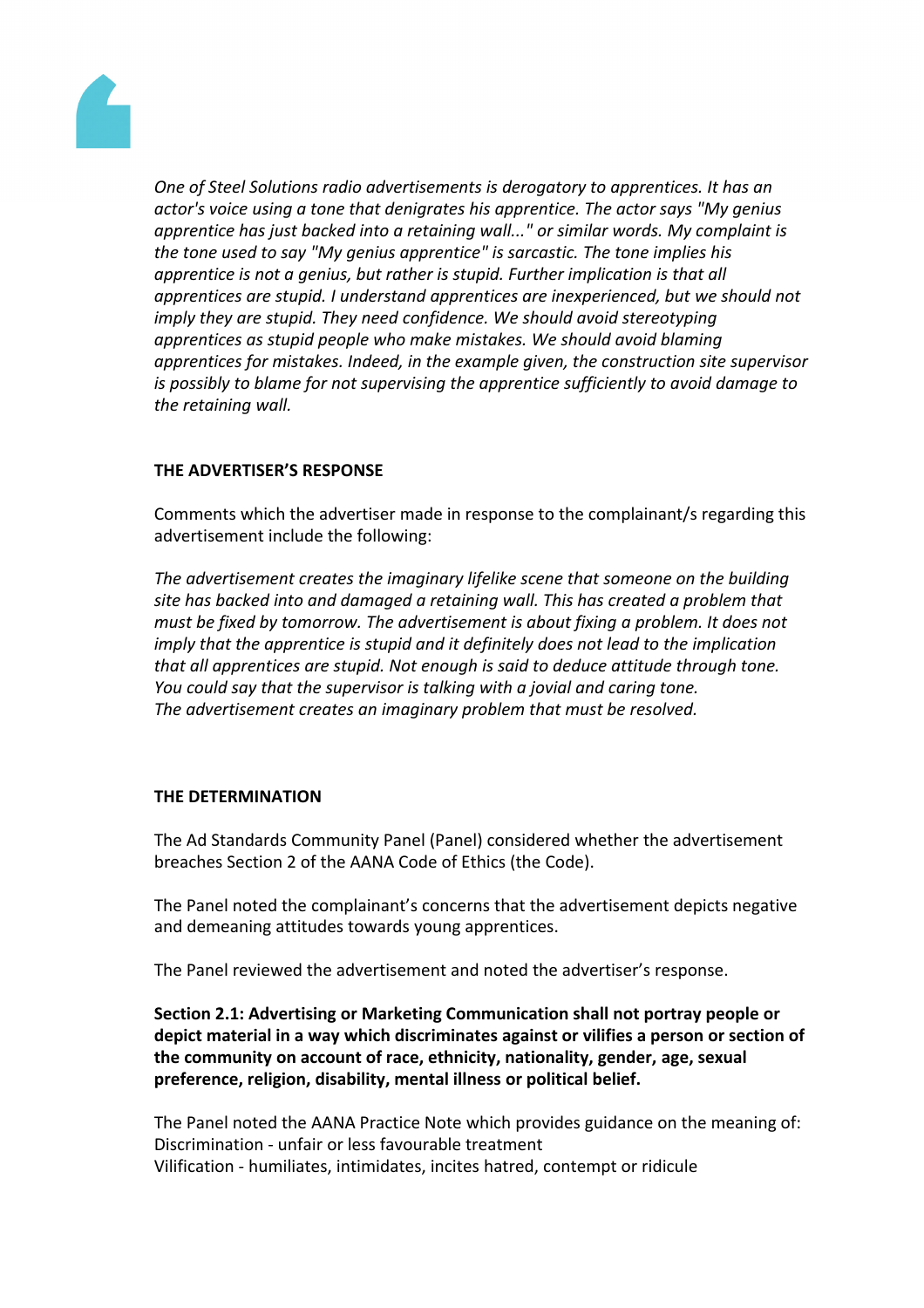*One of Steel Solutions radio advertisements is derogatory to apprentices. It has an actor's voice using a tone that denigrates his apprentice. The actor says "My genius apprentice has just backed into a retaining wall..." or similar words. My complaint is the tone used to say "My genius apprentice" is sarcastic. The tone implies his apprentice is not a genius, but rather is stupid. Further implication is that all apprentices are stupid. I understand apprentices are inexperienced, but we should not imply they are stupid. They need confidence. We should avoid stereotyping apprentices as stupid people who make mistakes. We should avoid blaming apprentices for mistakes. Indeed, in the example given, the construction site supervisor is possibly to blame for not supervising the apprentice sufficiently to avoid damage to the retaining wall.*

**THE ADVERTISER'S RESPONSE**

Comments which the advertiser made in response to the complainant/s regarding this advertisement include the following:

*The advertisement creates the imaginary lifelike scene that someone on the building site has backed into and damaged a retaining wall. This has created a problem that must be fixed by tomorrow. The advertisement is about fixing a problem. It does not imply that the apprentice is stupid and it definitely does not lead to the implication that all apprentices are stupid. Not enough is said to deduce attitude through tone. You could say that the supervisor is talking with a jovial and caring tone.*
*The advertisement creates an imaginary problem that must be resolved.*

**THE DETERMINATION**

The Ad Standards Community Panel (Panel) considered whether the advertisement breaches Section 2 of the AANA Code of Ethics (the Code).

The Panel noted the complainant's concerns that the advertisement depicts negative and demeaning attitudes towards young apprentices.

The Panel reviewed the advertisement and noted the advertiser's response.

**Section 2.1: Advertising or Marketing Communication shall not portray people or depict material in a way which discriminates against or vilifies a person or section of the community on account of race, ethnicity, nationality, gender, age, sexual preference, religion, disability, mental illness or political belief.**

The Panel noted the AANA Practice Note which provides guidance on the meaning of:
Discrimination - unfair or less favourable treatment
Vilification - humiliates, intimidates, incites hatred, contempt or ridicule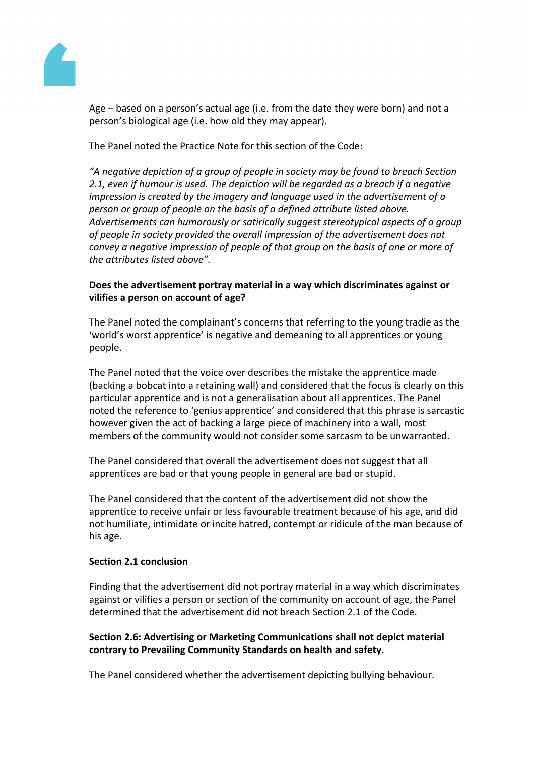Age – based on a person's actual age (i.e. from the date they were born) and not a person's biological age (i.e. how old they may appear).

The Panel noted the Practice Note for this section of the Code:

*"A negative depiction of a group of people in society may be found to breach Section 2.1, even if humour is used. The depiction will be regarded as a breach if a negative impression is created by the imagery and language used in the advertisement of a person or group of people on the basis of a defined attribute listed above. Advertisements can humorously or satirically suggest stereotypical aspects of a group of people in society provided the overall impression of the advertisement does not convey a negative impression of people of that group on the basis of one or more of the attributes listed above".*

**Does the advertisement portray material in a way which discriminates against or vilifies a person on account of age?**

The Panel noted the complainant's concerns that referring to the young tradie as the 'world's worst apprentice' is negative and demeaning to all apprentices or young people.

The Panel noted that the voice over describes the mistake the apprentice made (backing a bobcat into a retaining wall) and considered that the focus is clearly on this particular apprentice and is not a generalisation about all apprentices. The Panel noted the reference to 'genius apprentice' and considered that this phrase is sarcastic however given the act of backing a large piece of machinery into a wall, most members of the community would not consider some sarcasm to be unwarranted.

The Panel considered that overall the advertisement does not suggest that all apprentices are bad or that young people in general are bad or stupid.

The Panel considered that the content of the advertisement did not show the apprentice to receive unfair or less favourable treatment because of his age, and did not humiliate, intimidate or incite hatred, contempt or ridicule of the man because of his age.

**Section 2.1 conclusion**

Finding that the advertisement did not portray material in a way which discriminates against or vilifies a person or section of the community on account of age, the Panel determined that the advertisement did not breach Section 2.1 of the Code.

**Section 2.6: Advertising or Marketing Communications shall not depict material contrary to Prevailing Community Standards on health and safety.**

The Panel considered whether the advertisement depicting bullying behaviour.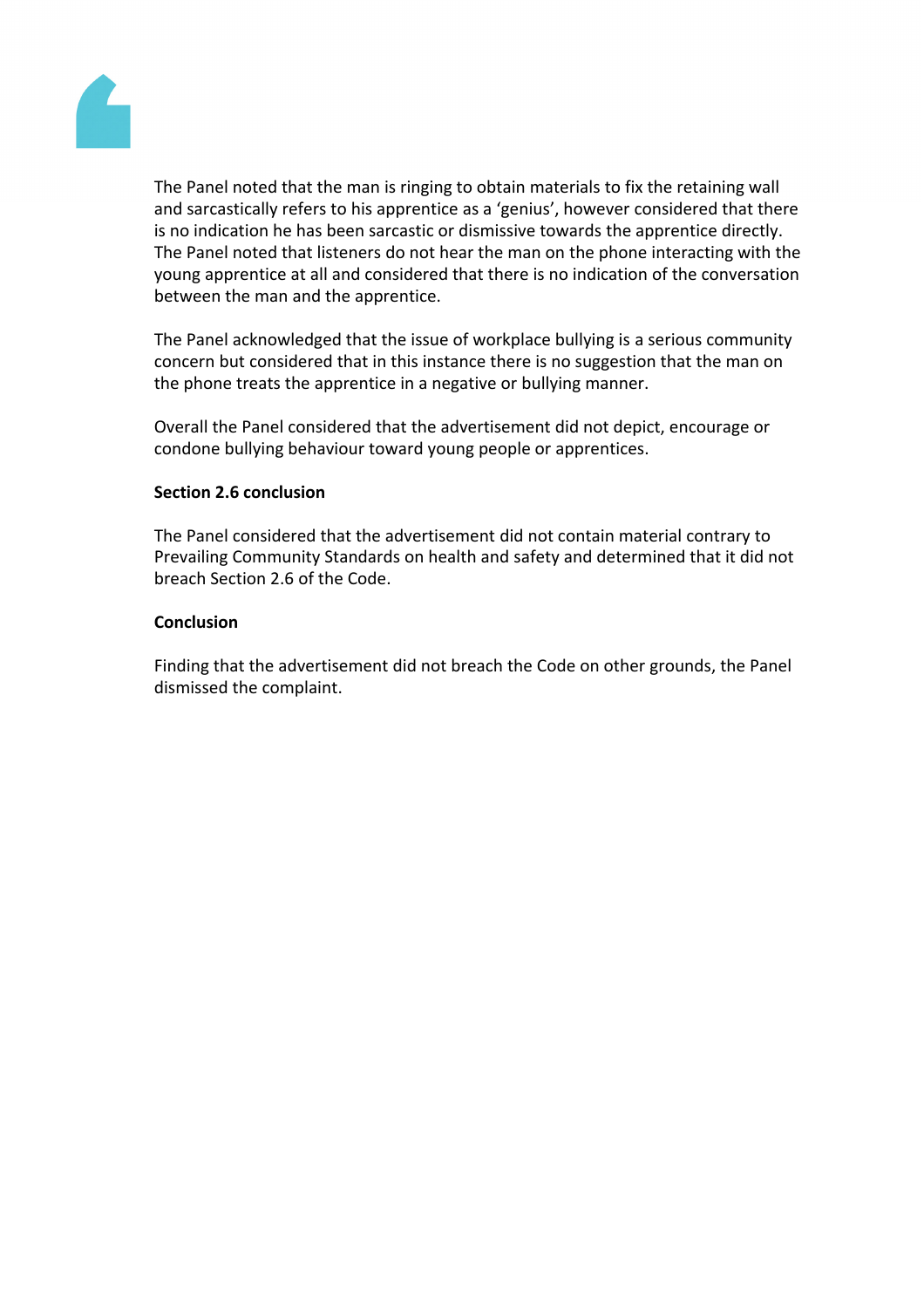The Panel noted that the man is ringing to obtain materials to fix the retaining wall and sarcastically refers to his apprentice as a 'genius', however considered that there is no indication he has been sarcastic or dismissive towards the apprentice directly. The Panel noted that listeners do not hear the man on the phone interacting with the young apprentice at all and considered that there is no indication of the conversation between the man and the apprentice.

The Panel acknowledged that the issue of workplace bullying is a serious community concern but considered that in this instance there is no suggestion that the man on the phone treats the apprentice in a negative or bullying manner.

Overall the Panel considered that the advertisement did not depict, encourage or condone bullying behaviour toward young people or apprentices.

**Section 2.6 conclusion**

The Panel considered that the advertisement did not contain material contrary to Prevailing Community Standards on health and safety and determined that it did not breach Section 2.6 of the Code.

**Conclusion**

Finding that the advertisement did not breach the Code on other grounds, the Panel dismissed the complaint.